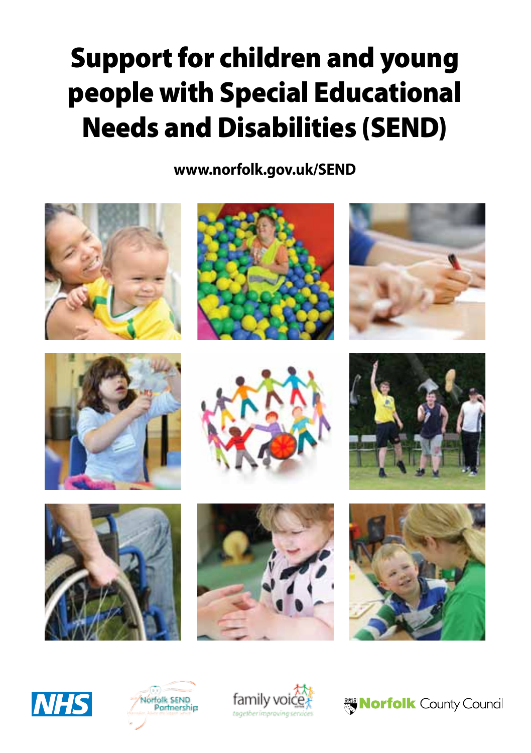# Support for children and young people with Special Educational Needs and Disabilities (SEND)

**www.norfolk.gov.uk/SEND**

NHS

Norfolk SEND Partnership

family voice
together improving services

Norfolk County Council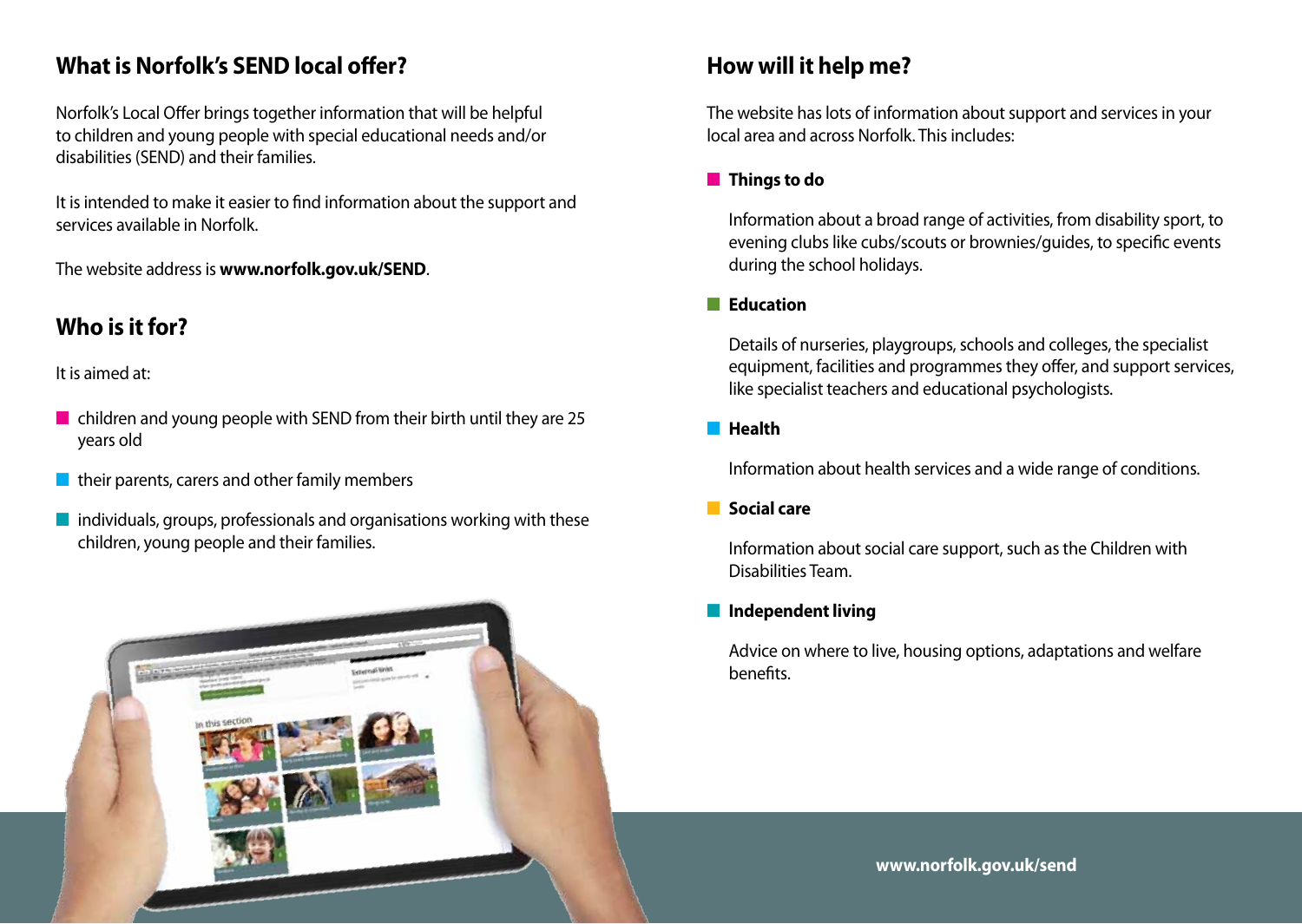## What is Norfolk's SEND local offer?

Norfolk's Local Offer brings together information that will be helpful to children and young people with special educational needs and/or disabilities (SEND) and their families.

It is intended to make it easier to find information about the support and services available in Norfolk.

The website address is **www.norfolk.gov.uk/SEND**.

## Who is it for?

It is aimed at:

- children and young people with SEND from their birth until they are 25 years old
- their parents, carers and other family members
- individuals, groups, professionals and organisations working with these children, young people and their families.

## How will it help me?

The website has lots of information about support and services in your local area and across Norfolk. This includes:

- **Things to do**

  Information about a broad range of activities, from disability sport, to evening clubs like cubs/scouts or brownies/guides, to specific events during the school holidays.

- **Education**

  Details of nurseries, playgroups, schools and colleges, the specialist equipment, facilities and programmes they offer, and support services, like specialist teachers and educational psychologists.

- **Health**

  Information about health services and a wide range of conditions.

- **Social care**

  Information about social care support, such as the Children with Disabilities Team.

- **Independent living**

  Advice on where to live, housing options, adaptations and welfare benefits.

**www.norfolk.gov.uk/send**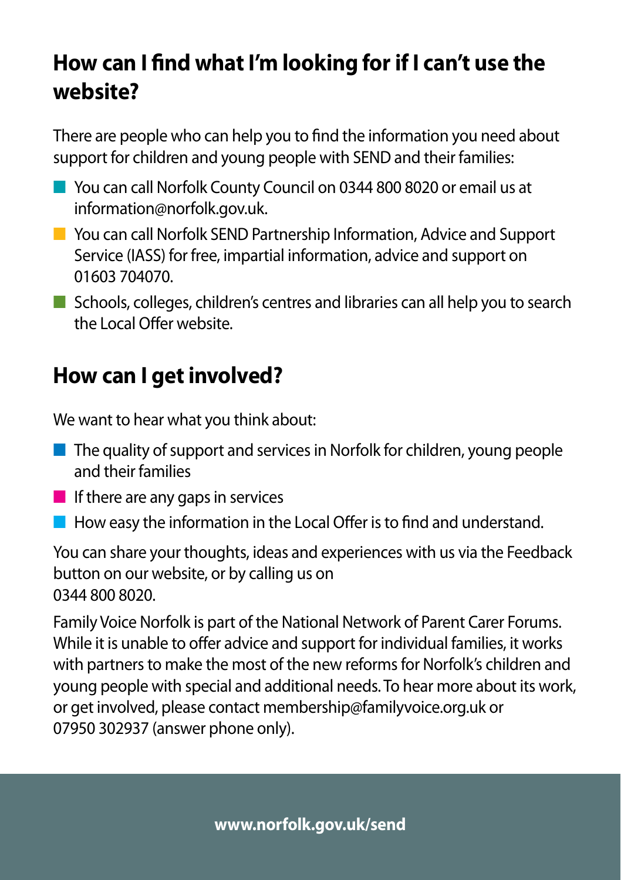## How can I find what I'm looking for if I can't use the website?

There are people who can help you to find the information you need about support for children and young people with SEND and their families:

- You can call Norfolk County Council on 0344 800 8020 or email us at information@norfolk.gov.uk.
- You can call Norfolk SEND Partnership Information, Advice and Support Service (IASS) for free, impartial information, advice and support on 01603 704070.
- Schools, colleges, children's centres and libraries can all help you to search the Local Offer website.

## How can I get involved?

We want to hear what you think about:

- The quality of support and services in Norfolk for children, young people and their families
- If there are any gaps in services
- How easy the information in the Local Offer is to find and understand.

You can share your thoughts, ideas and experiences with us via the Feedback button on our website, or by calling us on 0344 800 8020.

Family Voice Norfolk is part of the National Network of Parent Carer Forums. While it is unable to offer advice and support for individual families, it works with partners to make the most of the new reforms for Norfolk's children and young people with special and additional needs. To hear more about its work, or get involved, please contact membership@familyvoice.org.uk or 07950 302937 (answer phone only).

**www.norfolk.gov.uk/send**